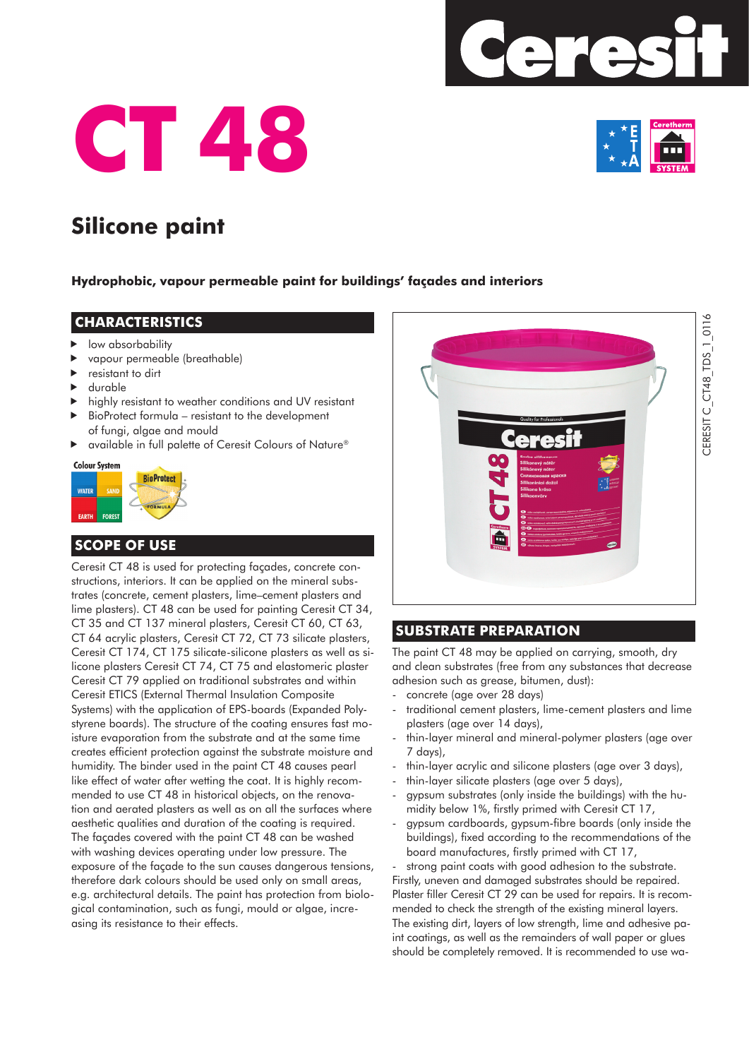# CT 48

## Silicone paint

**Hydrophobic, vapour permeable paint for buildings' façades and interiors**

## CHARACTERISTICS

- low absorbability
- vapour permeable (breathable)
- resistant to dirt
- durable
- highly resistant to weather conditions and UV resistant
- BioProtect formula – resistant to the development of fungi, algae and mould
- available in full palette of Ceresit Colours of Nature®

## SCOPE OF USE

Ceresit CT 48 is used for protecting façades, concrete constructions, interiors. It can be applied on the mineral substrates (concrete, cement plasters, lime–cement plasters and lime plasters). CT 48 can be used for painting Ceresit CT 34, CT 35 and CT 137 mineral plasters, Ceresit CT 60, CT 63, CT 64 acrylic plasters, Ceresit CT 72, CT 73 silicate plasters, Ceresit CT 174, CT 175 silicate-silicone plasters as well as silicone plasters Ceresit CT 74, CT 75 and elastomeric plaster Ceresit CT 79 applied on traditional substrates and within Ceresit ETICS (External Thermal Insulation Composite Systems) with the application of EPS-boards (Expanded Polystyrene boards). The structure of the coating ensures fast moisture evaporation from the substrate and at the same time creates efficient protection against the substrate moisture and humidity. The binder used in the paint CT 48 causes pearl like effect of water after wetting the coat. It is highly recommended to use CT 48 in historical objects, on the renovation and aerated plasters as well as on all the surfaces where aesthetic qualities and duration of the coating is required. The façades covered with the paint CT 48 can be washed with washing devices operating under low pressure. The exposure of the façade to the sun causes dangerous tensions, therefore dark colours should be used only on small areas, e.g. architectural details. The paint has protection from biological contamination, such as fungi, mould or algae, increasing its resistance to their effects.

## SUBSTRATE PREPARATION

The paint CT 48 may be applied on carrying, smooth, dry and clean substrates (free from any substances that decrease adhesion such as grease, bitumen, dust):

- concrete (age over 28 days)
- traditional cement plasters, lime-cement plasters and lime plasters (age over 14 days),
- thin-layer mineral and mineral-polymer plasters (age over 7 days),
- thin-layer acrylic and silicone plasters (age over 3 days),
- thin-layer silicate plasters (age over 5 days),
- gypsum substrates (only inside the buildings) with the humidity below 1%, firstly primed with Ceresit CT 17,
- gypsum cardboards, gypsum-fibre boards (only inside the buildings), fixed according to the recommendations of the board manufactures, firstly primed with CT 17,
- strong paint coats with good adhesion to the substrate.

Firstly, uneven and damaged substrates should be repaired. Plaster filler Ceresit CT 29 can be used for repairs. It is recommended to check the strength of the existing mineral layers. The existing dirt, layers of low strength, lime and adhesive paint coatings, as well as the remainders of wall paper or glues should be completely removed. It is recommended to use wa-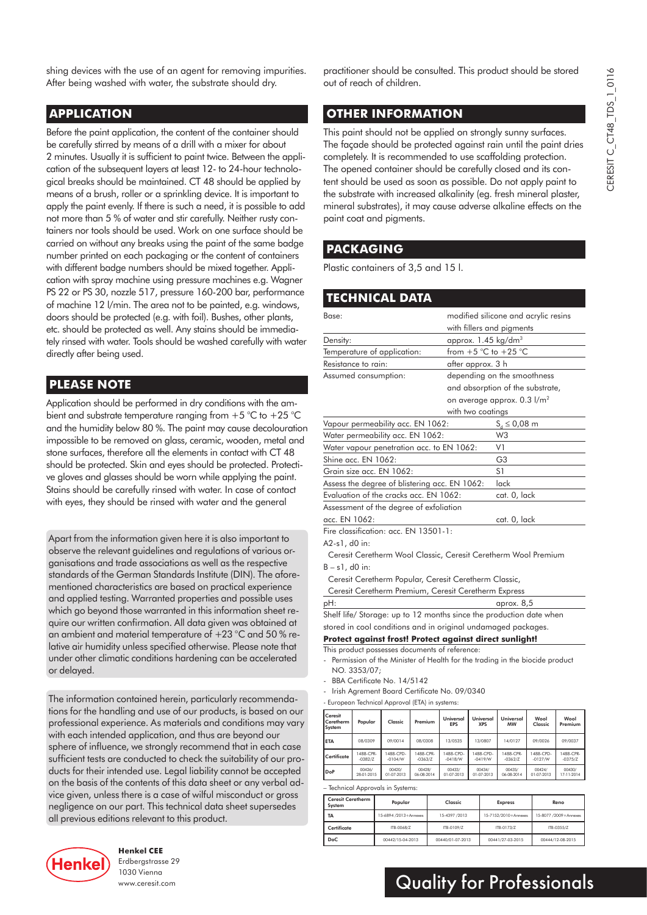shing devices with the use of an agent for removing impurities. After being washed with water, the substrate should dry.

## APPLICATION

Before the paint application, the content of the container should be carefully stirred by means of a drill with a mixer for about 2 minutes. Usually it is sufficient to paint twice. Between the application of the subsequent layers at least 12- to 24-hour technological breaks should be maintained. CT 48 should be applied by means of a brush, roller or a sprinkling device. It is important to apply the paint evenly. If there is such a need, it is possible to add not more than 5 % of water and stir carefully. Neither rusty containers nor tools should be used. Work on one surface should be carried on without any breaks using the paint of the same badge number printed on each packaging or the content of containers with different badge numbers should be mixed together. Application with spray machine using pressure machines e.g. Wagner PS 22 or PS 30, nozzle 517, pressure 160-200 bar, performance of machine 12 l/min. The area not to be painted, e.g. windows, doors should be protected (e.g. with foil). Bushes, other plants, etc. should be protected as well. Any stains should be immediately rinsed with water. Tools should be washed carefully with water directly after being used.

## PLEASE NOTE

Application should be performed in dry conditions with the ambient and substrate temperature ranging from +5 °C to +25 °C and the humidity below 80 %. The paint may cause decolouration impossible to be removed on glass, ceramic, wooden, metal and stone surfaces, therefore all the elements in contact with CT 48 should be protected. Skin and eyes should be protected. Protective gloves and glasses should be worn while applying the paint. Stains should be carefully rinsed with water. In case of contact with eyes, they should be rinsed with water and the general practitioner should be consulted. This product should be stored out of reach of children.

## OTHER INFORMATION

This paint should not be applied on strongly sunny surfaces. The façade should be protected against rain until the paint dries completely. It is recommended to use scaffolding protection. The opened container should be carefully closed and its content should be used as soon as possible. Do not apply paint to the substrate with increased alkalinity (eg. fresh mineral plaster, mineral substrates), it may cause adverse alkaline effects on the paint coat and pigments.

## PACKAGING

Plastic containers of 3,5 and 15 l.

## TECHNICAL DATA

| | |
|---|---|
| Base: | modified silicone and acrylic resins with fillers and pigments |
| Density: | approx. 1.45 kg/dm³ |
| Temperature of application: | from +5 °C to +25 °C |
| Resistance to rain: | after approx. 3 h |
| Assumed consumption: | depending on the smoothness and absorption of the substrate, on average approx. 0.3 l/m² with two coatings |
| Vapour permeability acc. EN 1062: | $S_d \leq 0{,}08$ m |
| Water permeability acc. EN 1062: | W3 |
| Water vapour penetration acc. to EN 1062: | V1 |
| Shine acc. EN 1062: | G3 |
| Grain size acc. EN 1062: | S1 |
| Assess the degree of blistering acc. EN 1062: | lack |
| Evaluation of the cracks acc. EN 1062: | cat. 0, lack |
| Assessment of the degree of exfoliation acc. EN 1062: | cat. 0, lack |

Fire classification: acc. EN 13501-1:

A2-s1, d0 in:
Ceresit Ceretherm Wool Classic, Ceresit Ceretherm Wool Premium

B – s1, d0 in:
Ceresit Ceretherm Popular, Ceresit Ceretherm Classic,
Ceresit Ceretherm Premium, Ceresit Ceretherm Express

pH: aprox. 8,5

Shelf life/ Storage: up to 12 months since the production date when stored in cool conditions and in original undamaged packages.

**Protect against frost! Protect against direct sunlight!**

This product possesses documents of reference:
- Permission of the Minister of Health for the trading in the biocide product NO. 3353/07;
- BBA Certificate No. 14/5142
- Irish Agrement Board Certificate No. 09/0340
- European Technical Approval (ETA) in systems:

| Ceresit Ceretherm System | Popular | Classic | Premium | Universal EPS | Universal XPS | Universal MW | Wool Classic | Wool Premium |
|---|---|---|---|---|---|---|---|---|
| ETA | 08/0309 | 09/0014 | 08/0308 | 13/0535 | 13/0807 | 14/0127 | 09/0026 | 09/0037 |
| Certificate | 1488-CPR-0382/Z | 1488-CPD-0104/W | 1488-CPR-0363/Z | 1488-CPD-0418/W | 1488-CPD-0419/W | 1488-CPR-0362/Z | 1488-CPD-0127/W | 1488-CPR-0375/Z |
| DoP | 00426/ 28-01-2015 | 00420/ 01-07-2013 | 00428/ 06-08-2014 | 00433/ 01-07-2013 | 00434/ 01-07-2013 | 00435/ 06-08-2014 | 00424/ 01-07-2013 | 00430/ 17-11-2014 |

– Technical Approvals in Systems:

| Ceresit Ceretherm System | Popular | Classic | Express | Reno |
|---|---|---|---|---|
| TA | 15-6894 /2013+Annexes | 15-4397 /2013 | 15-7152/2010+Annexes | 15-8077 /2009+Annexes |
| Certificate | ITB-0068/Z | ITB-0109/Z | ITB-0173/Z | ITB-0355/Z |
| DoC | 00442/15-04-2013 | 00440/01-07-2013 | 00441/27-03-2015 | 00444/12-08-2015 |

Apart from the information given here it is also important to observe the relevant guidelines and regulations of various organisations and trade associations as well as the respective standards of the German Standards Institute (DIN). The aforementioned characteristics are based on practical experience and applied testing. Warranted properties and possible uses which go beyond those warranted in this information sheet require our written confirmation. All data given was obtained at an ambient and material temperature of +23 °C and 50 % relative air humidity unless specified otherwise. Please note that under other climatic conditions hardening can be accelerated or delayed.

The information contained herein, particularly recommendations for the handling and use of our products, is based on our professional experience. As materials and conditions may vary with each intended application, and thus are beyond our sphere of influence, we strongly recommend that in each case sufficient tests are conducted to check the suitability of our products for their intended use. Legal liability cannot be accepted on the basis of the contents of this data sheet or any verbal advice given, unless there is a case of wilful misconduct or gross negligence on our part. This technical data sheet supersedes all previous editions relevant to this product.

**Henkel CEE**
Erdbergstrasse 29
1030 Vienna
www.ceresit.com

Quality for Professionals